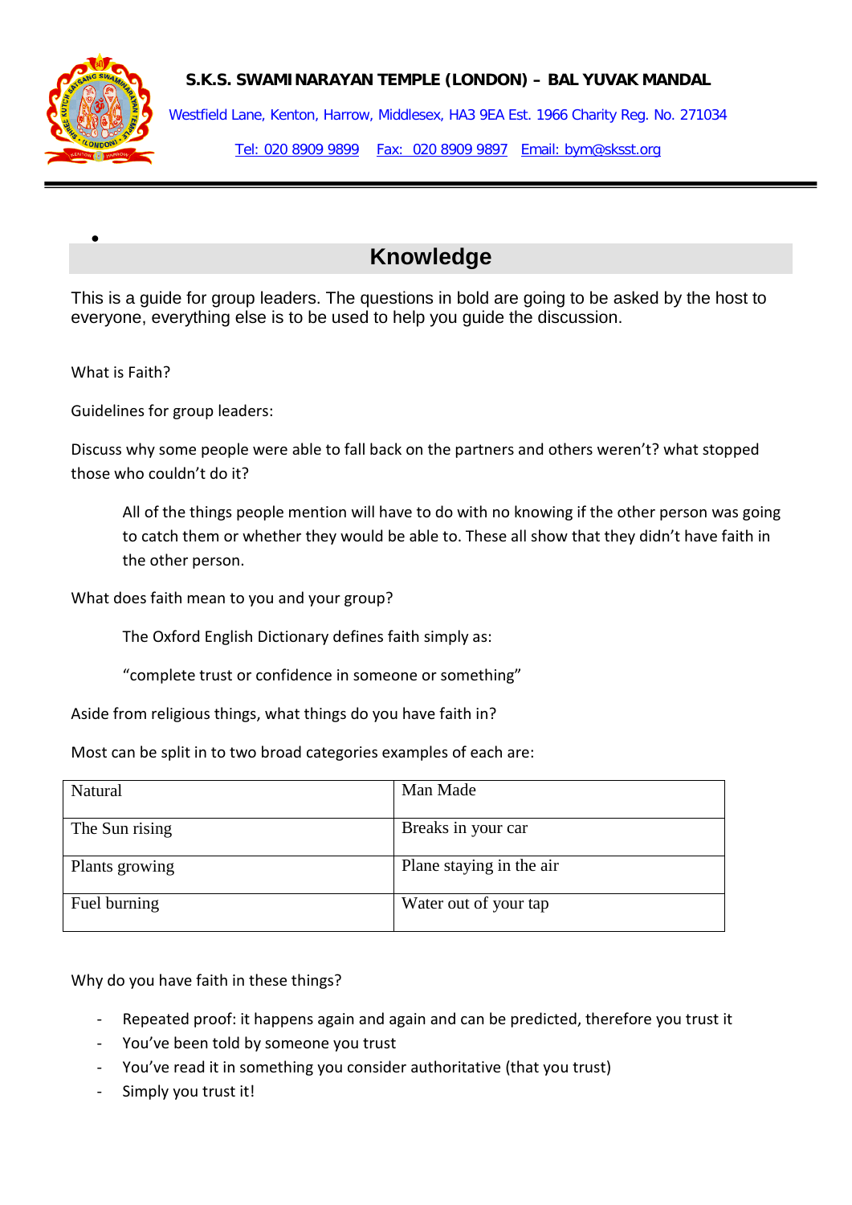**S.K.S. SWAMINARAYAN TEMPLE (LONDON) – BAL YUVAK MANDAL**

Westfield Lane, Kenton, Harrow, Middlesex, HA3 9EA Est. 1966 Charity Reg. No. 271034

Tel: 020 8909 9899 Fax: 020 8909 9897 Email: bym@sksst.org

---

# Knowledge

This is a guide for group leaders. The questions in bold are going to be asked by the host to everyone, everything else is to be used to help you guide the discussion.

What is Faith?

Guidelines for group leaders:

Discuss why some people were able to fall back on the partners and others weren't? what stopped those who couldn't do it?

> All of the things people mention will have to do with no knowing if the other person was going to catch them or whether they would be able to. These all show that they didn't have faith in the other person.

What does faith mean to you and your group?

> The Oxford English Dictionary defines faith simply as:
>
> "complete trust or confidence in someone or something"

Aside from religious things, what things do you have faith in?

Most can be split in to two broad categories examples of each are:

| Natural | Man Made |
|---|---|
| The Sun rising | Breaks in your car |
| Plants growing | Plane staying in the air |
| Fuel burning | Water out of your tap |

Why do you have faith in these things?

- Repeated proof: it happens again and again and can be predicted, therefore you trust it
- You've been told by someone you trust
- You've read it in something you consider authoritative (that you trust)
- Simply you trust it!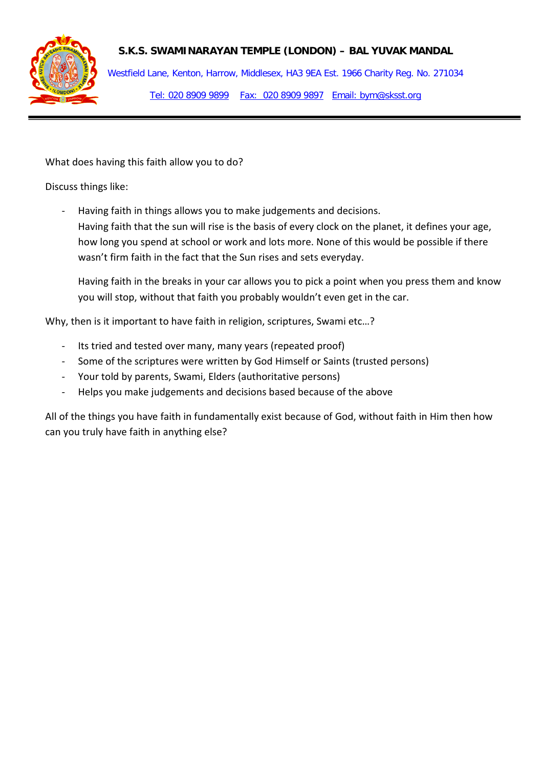What does having this faith allow you to do?

Discuss things like:

- Having faith in things allows you to make judgements and decisions.
  Having faith that the sun will rise is the basis of every clock on the planet, it defines your age, how long you spend at school or work and lots more. None of this would be possible if there wasn't firm faith in the fact that the Sun rises and sets everyday.

  Having faith in the breaks in your car allows you to pick a point when you press them and know you will stop, without that faith you probably wouldn't even get in the car.

Why, then is it important to have faith in religion, scriptures, Swami etc…?

- Its tried and tested over many, many years (repeated proof)
- Some of the scriptures were written by God Himself or Saints (trusted persons)
- Your told by parents, Swami, Elders (authoritative persons)
- Helps you make judgements and decisions based because of the above

All of the things you have faith in fundamentally exist because of God, without faith in Him then how can you truly have faith in anything else?